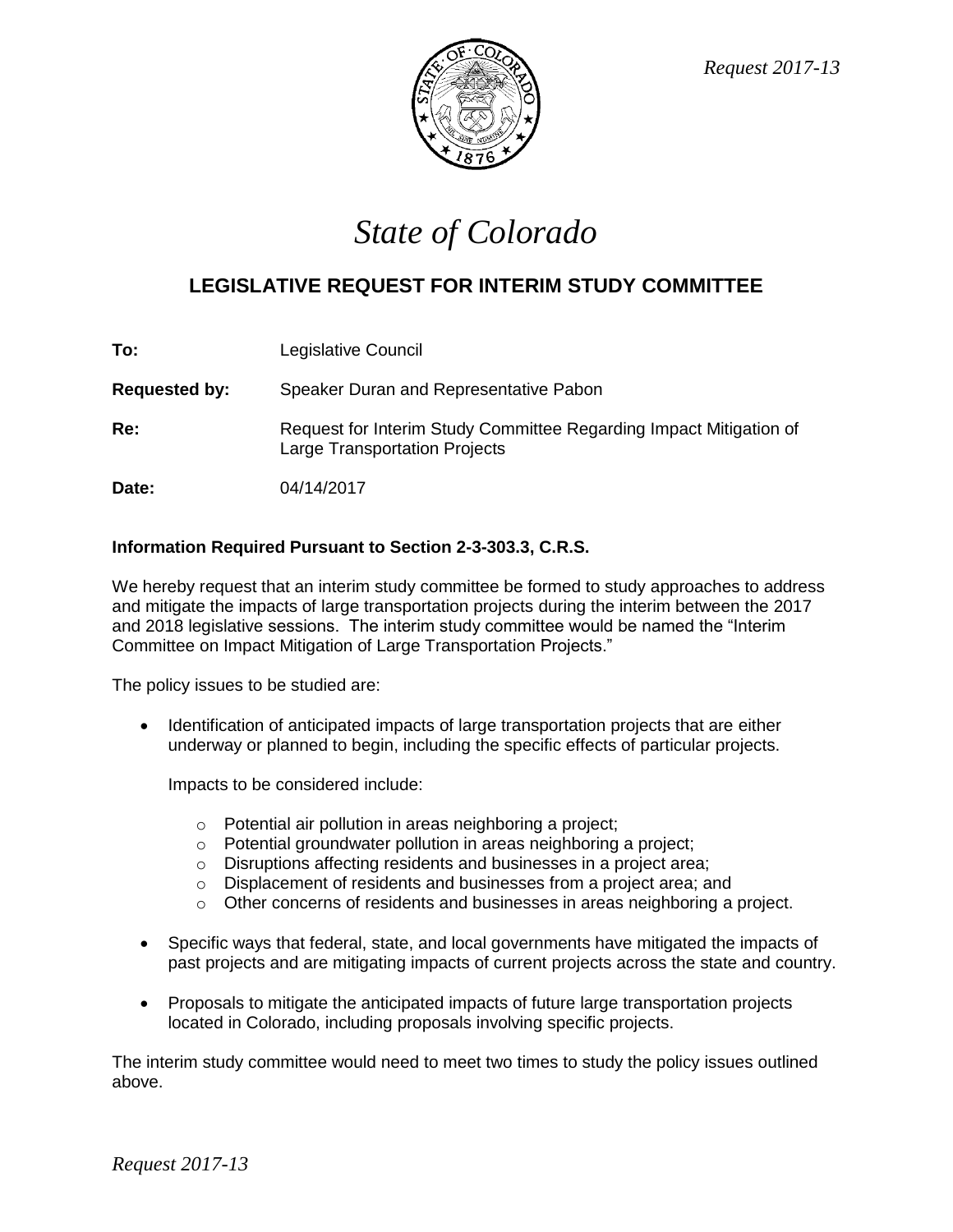*Request 2017-13*

# *State of Colorado*

## LEGISLATIVE REQUEST FOR INTERIM STUDY COMMITTEE

**To:** Legislative Council

**Requested by:** Speaker Duran and Representative Pabon

**Re:** Request for Interim Study Committee Regarding Impact Mitigation of Large Transportation Projects

**Date:** 04/14/2017

**Information Required Pursuant to Section 2-3-303.3, C.R.S.**

We hereby request that an interim study committee be formed to study approaches to address and mitigate the impacts of large transportation projects during the interim between the 2017 and 2018 legislative sessions. The interim study committee would be named the "Interim Committee on Impact Mitigation of Large Transportation Projects."

The policy issues to be studied are:

- Identification of anticipated impacts of large transportation projects that are either underway or planned to begin, including the specific effects of particular projects.

  Impacts to be considered include:

  - Potential air pollution in areas neighboring a project;
  - Potential groundwater pollution in areas neighboring a project;
  - Disruptions affecting residents and businesses in a project area;
  - Displacement of residents and businesses from a project area; and
  - Other concerns of residents and businesses in areas neighboring a project.

- Specific ways that federal, state, and local governments have mitigated the impacts of past projects and are mitigating impacts of current projects across the state and country.

- Proposals to mitigate the anticipated impacts of future large transportation projects located in Colorado, including proposals involving specific projects.

The interim study committee would need to meet two times to study the policy issues outlined above.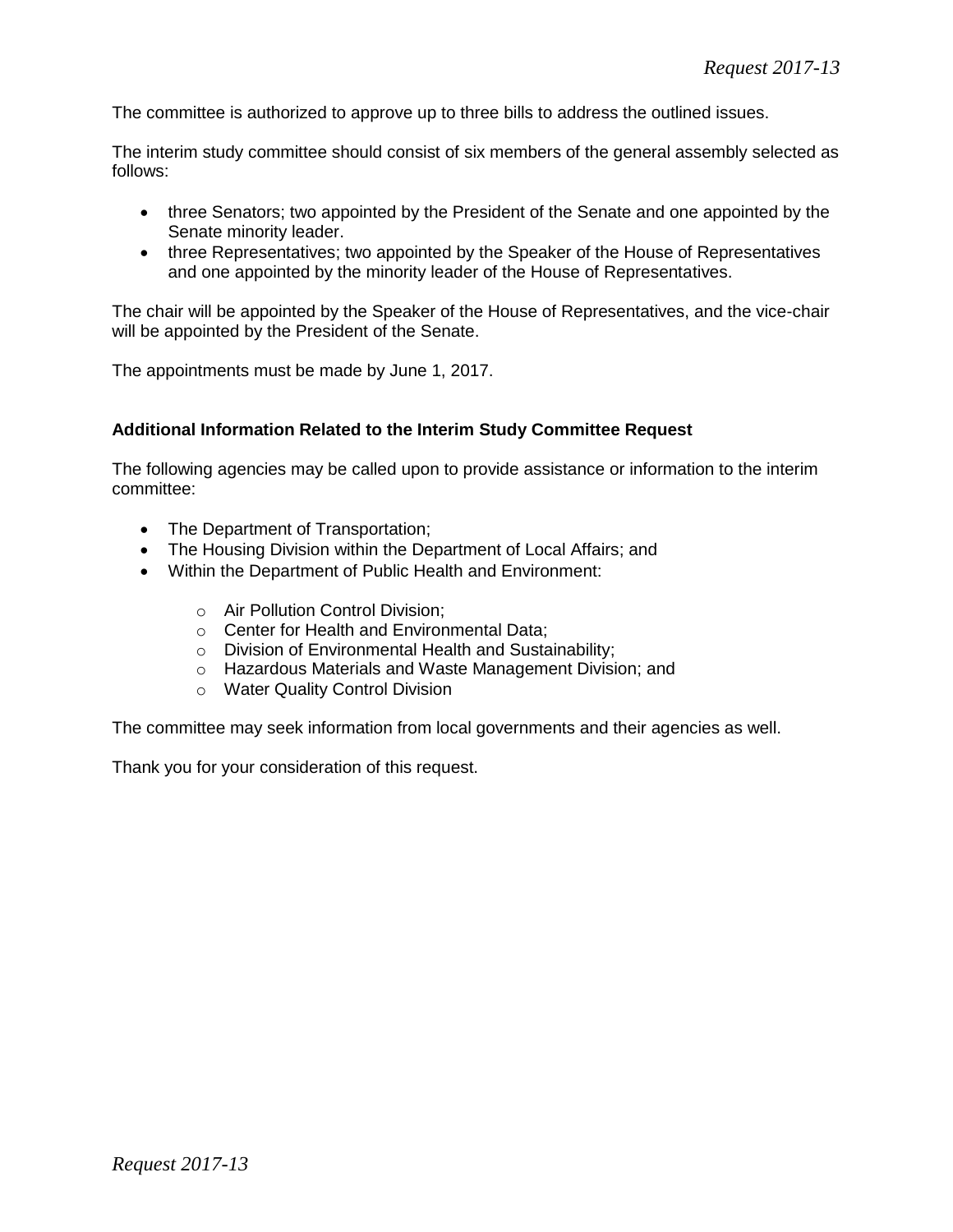The committee is authorized to approve up to three bills to address the outlined issues.

The interim study committee should consist of six members of the general assembly selected as follows:

- three Senators; two appointed by the President of the Senate and one appointed by the Senate minority leader.
- three Representatives; two appointed by the Speaker of the House of Representatives and one appointed by the minority leader of the House of Representatives.

The chair will be appointed by the Speaker of the House of Representatives, and the vice-chair will be appointed by the President of the Senate.

The appointments must be made by June 1, 2017.

**Additional Information Related to the Interim Study Committee Request**

The following agencies may be called upon to provide assistance or information to the interim committee:

- The Department of Transportation;
- The Housing Division within the Department of Local Affairs; and
- Within the Department of Public Health and Environment:
  - Air Pollution Control Division;
  - Center for Health and Environmental Data;
  - Division of Environmental Health and Sustainability;
  - Hazardous Materials and Waste Management Division; and
  - Water Quality Control Division

The committee may seek information from local governments and their agencies as well.

Thank you for your consideration of this request.